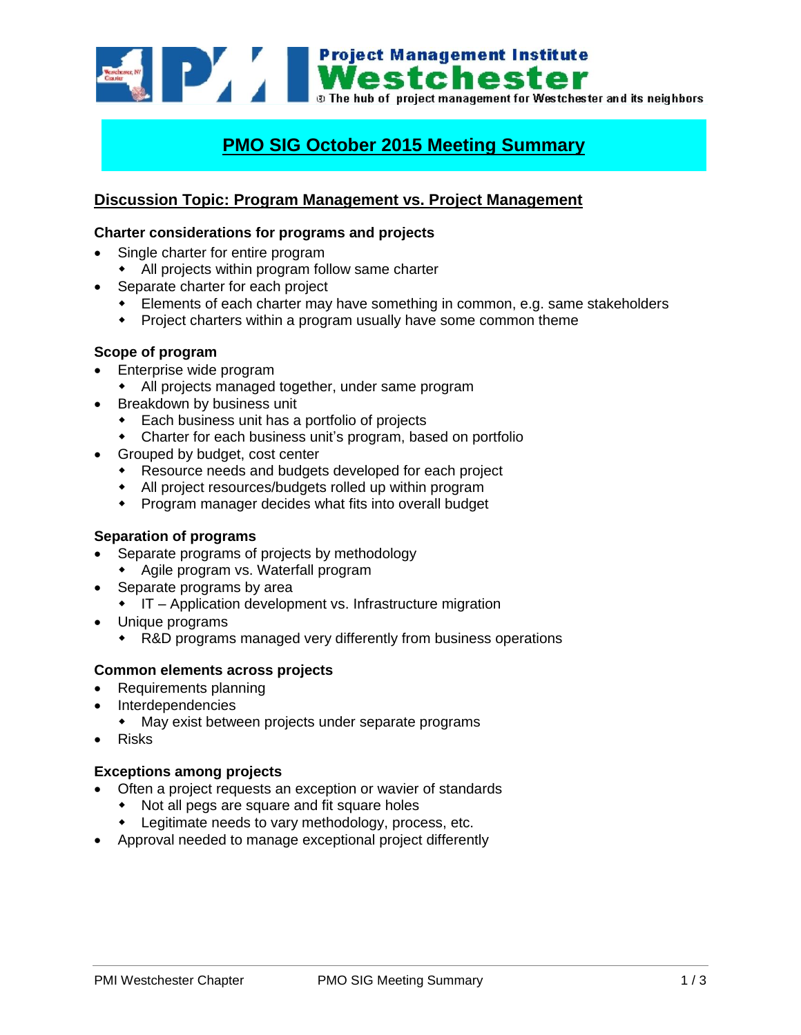# PMO SIG October 2015 Meeting Summary

## Discussion Topic: Program Management vs. Project Management

### Charter considerations for programs and projects

- Single charter for entire program
  - All projects within program follow same charter
- Separate charter for each project
  - Elements of each charter may have something in common, e.g. same stakeholders
  - Project charters within a program usually have some common theme

### Scope of program

- Enterprise wide program
  - All projects managed together, under same program
- Breakdown by business unit
  - Each business unit has a portfolio of projects
  - Charter for each business unit's program, based on portfolio
- Grouped by budget, cost center
  - Resource needs and budgets developed for each project
  - All project resources/budgets rolled up within program
  - Program manager decides what fits into overall budget

### Separation of programs

- Separate programs of projects by methodology
  - Agile program vs. Waterfall program
- Separate programs by area
  - IT – Application development vs. Infrastructure migration
- Unique programs
  - R&D programs managed very differently from business operations

### Common elements across projects

- Requirements planning
- Interdependencies
  - May exist between projects under separate programs
- Risks

### Exceptions among projects

- Often a project requests an exception or wavier of standards
  - Not all pegs are square and fit square holes
  - Legitimate needs to vary methodology, process, etc.
- Approval needed to manage exceptional project differently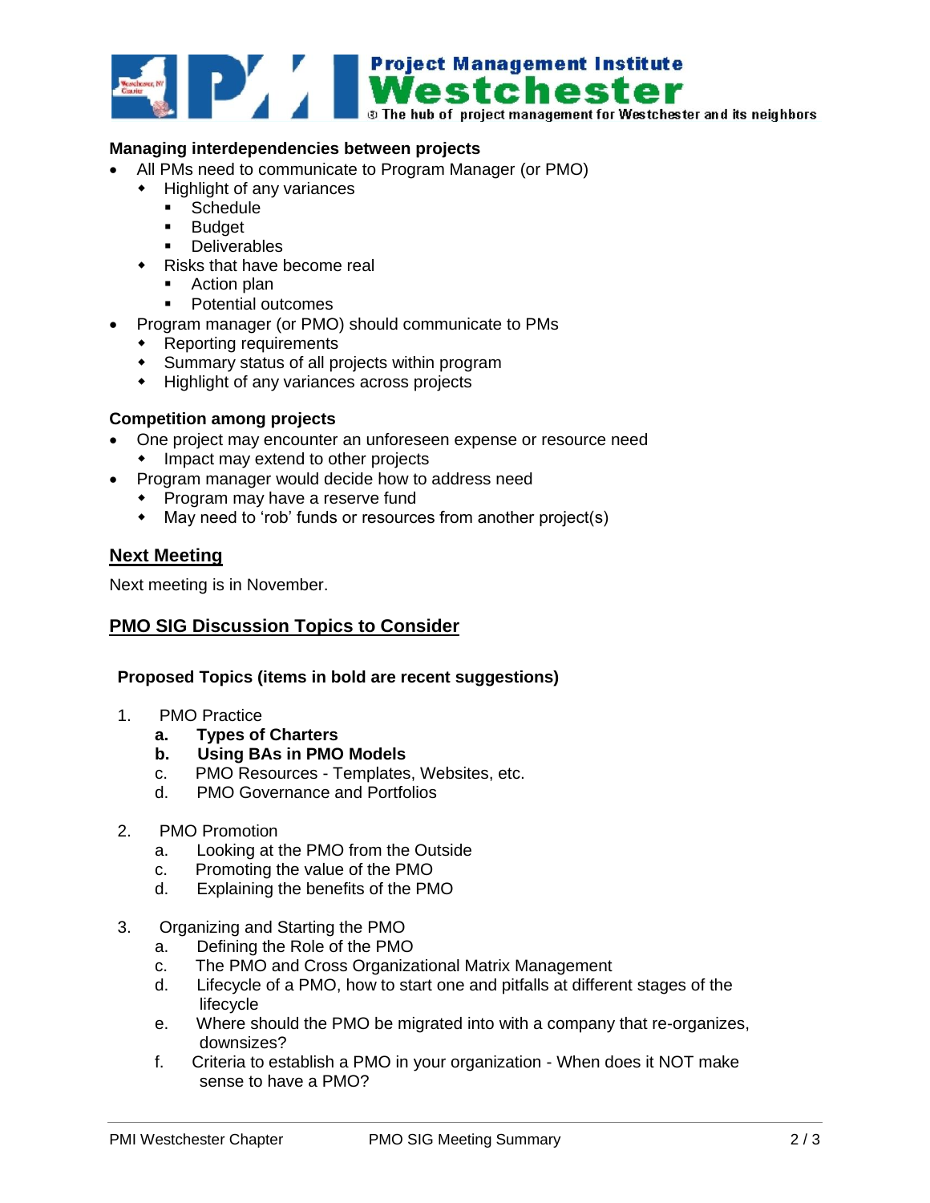**Managing interdependencies between projects**

- All PMs need to communicate to Program Manager (or PMO)
  - Highlight of any variances
    - Schedule
    - Budget
    - Deliverables
  - Risks that have become real
    - Action plan
    - Potential outcomes
- Program manager (or PMO) should communicate to PMs
  - Reporting requirements
  - Summary status of all projects within program
  - Highlight of any variances across projects

**Competition among projects**

- One project may encounter an unforeseen expense or resource need
  - Impact may extend to other projects
- Program manager would decide how to address need
  - Program may have a reserve fund
  - May need to 'rob' funds or resources from another project(s)

## Next Meeting

Next meeting is in November.

## PMO SIG Discussion Topics to Consider

**Proposed Topics (items in bold are recent suggestions)**

1. PMO Practice
   a. **Types of Charters**
   b. **Using BAs in PMO Models**
   c. PMO Resources - Templates, Websites, etc.
   d. PMO Governance and Portfolios

2. PMO Promotion
   a. Looking at the PMO from the Outside
   c. Promoting the value of the PMO
   d. Explaining the benefits of the PMO

3. Organizing and Starting the PMO
   a. Defining the Role of the PMO
   c. The PMO and Cross Organizational Matrix Management
   d. Lifecycle of a PMO, how to start one and pitfalls at different stages of the lifecycle
   e. Where should the PMO be migrated into with a company that re-organizes, downsizes?
   f. Criteria to establish a PMO in your organization - When does it NOT make sense to have a PMO?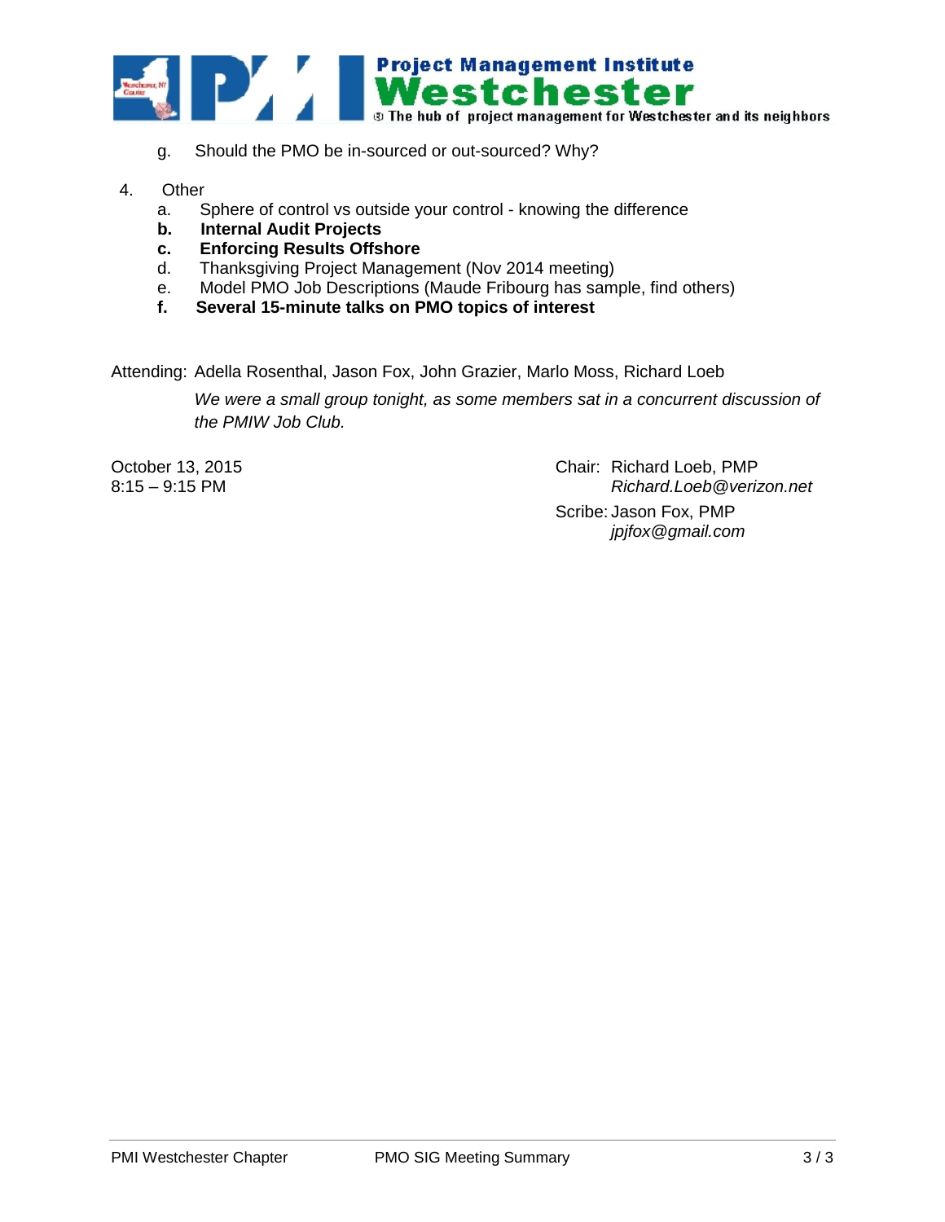g. Should the PMO be in-sourced or out-sourced? Why?

4. Other
   a. Sphere of control vs outside your control - knowing the difference
   **b. Internal Audit Projects**
   **c. Enforcing Results Offshore**
   d. Thanksgiving Project Management (Nov 2014 meeting)
   e. Model PMO Job Descriptions (Maude Fribourg has sample, find others)
   **f. Several 15-minute talks on PMO topics of interest**

Attending: Adella Rosenthal, Jason Fox, John Grazier, Marlo Moss, Richard Loeb

*We were a small group tonight, as some members sat in a concurrent discussion of the PMIW Job Club.*

October 13, 2015
8:15 – 9:15 PM

Chair: Richard Loeb, PMP
*Richard.Loeb@verizon.net*

Scribe: Jason Fox, PMP
*jpjfox@gmail.com*